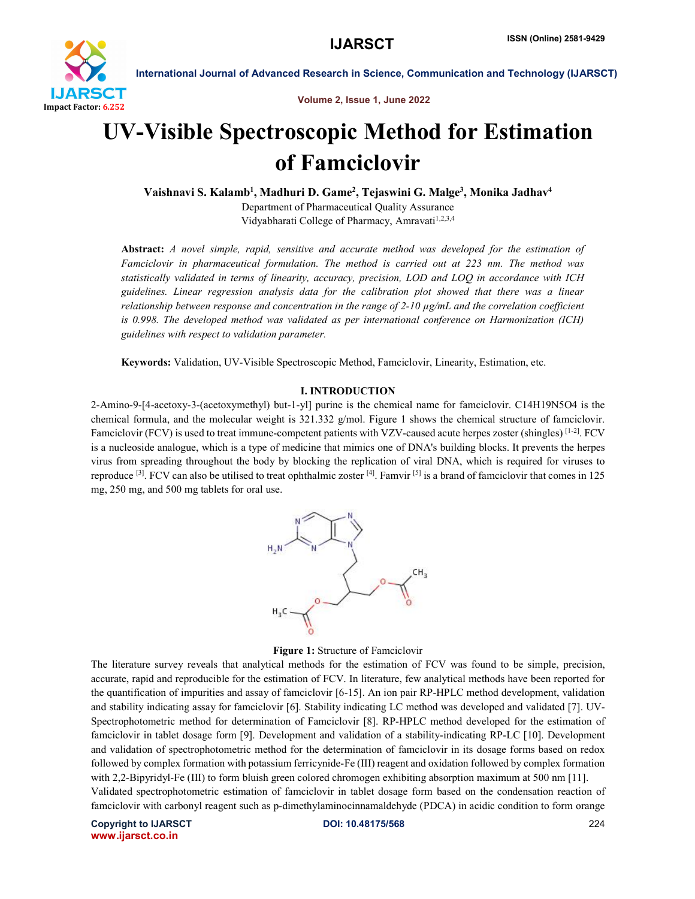# UV-Visible Spectroscopic Method for Estimation of Famciclovir

**Vaishnavi S. Kalamb[1], Madhuri D. Game[2], Tejaswini G. Malge[3], Monika Jadhav[4]**

Department of Pharmaceutical Quality Assurance

Vidyabharati College of Pharmacy, Amravati[1,2,3,4]

**Abstract:** *A novel simple, rapid, sensitive and accurate method was developed for the estimation of Famciclovir in pharmaceutical formulation. The method is carried out at 223 nm. The method was statistically validated in terms of linearity, accuracy, precision, LOD and LOQ in accordance with ICH guidelines. Linear regression analysis data for the calibration plot showed that there was a linear relationship between response and concentration in the range of 2-10 µg/mL and the correlation coefficient is 0.998. The developed method was validated as per international conference on Harmonization (ICH) guidelines with respect to validation parameter.*

**Keywords:** Validation, UV-Visible Spectroscopic Method, Famciclovir, Linearity, Estimation, etc.

## I. INTRODUCTION

2-Amino-9-[4-acetoxy-3-(acetoxymethyl) but-1-yl] purine is the chemical name for famciclovir. $C_{14}H_{19}N_5O_4$ is the chemical formula, and the molecular weight is 321.332 g/mol. Figure 1 shows the chemical structure of famciclovir. Famciclovir (FCV) is used to treat immune-competent patients with VZV-caused acute herpes zoster (shingles) [1-2]. FCV is a nucleoside analogue, which is a type of medicine that mimics one of DNA's building blocks. It prevents the herpes virus from spreading throughout the body by blocking the replication of viral DNA, which is required for viruses to reproduce [3]. FCV can also be utilised to treat ophthalmic zoster [4]. Famvir [5] is a brand of famciclovir that comes in 125 mg, 250 mg, and 500 mg tablets for oral use.

**Figure 1:** Structure of Famciclovir

The literature survey reveals that analytical methods for the estimation of FCV was found to be simple, precision, accurate, rapid and reproducible for the estimation of FCV. In literature, few analytical methods have been reported for the quantification of impurities and assay of famciclovir [6-15]. An ion pair RP-HPLC method development, validation and stability indicating assay for famciclovir [6]. Stability indicating LC method was developed and validated [7]. UV-Spectrophotometric method for determination of Famciclovir [8]. RP-HPLC method developed for the estimation of famciclovir in tablet dosage form [9]. Development and validation of a stability-indicating RP-LC [10]. Development and validation of spectrophotometric method for the determination of famciclovir in its dosage forms based on redox followed by complex formation with potassium ferricynide-Fe (III) reagent and oxidation followed by complex formation with 2,2-Bipyridyl-Fe (III) to form bluish green colored chromogen exhibiting absorption maximum at 500 nm [11].

Validated spectrophotometric estimation of famciclovir in tablet dosage form based on the condensation reaction of famciclovir with carbonyl reagent such as p-dimethylaminocinnamaldehyde (PDCA) in acidic condition to form orange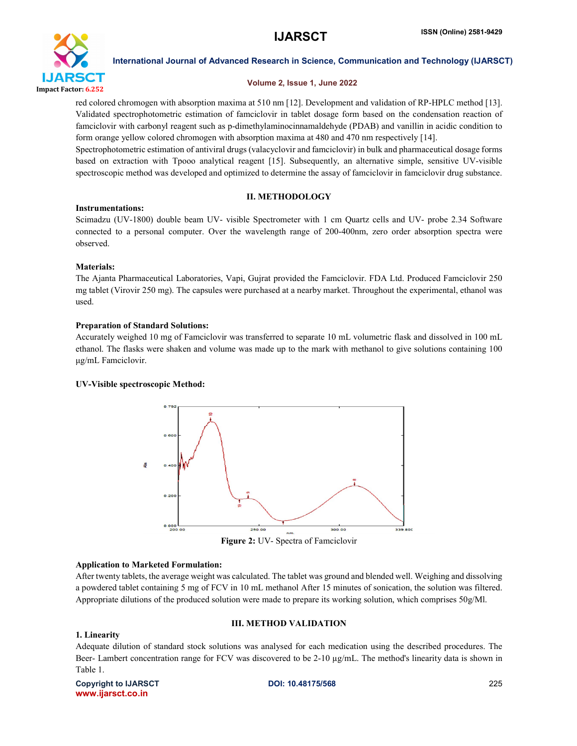red colored chromogen with absorption maxima at 510 nm [12]. Development and validation of RP-HPLC method [13]. Validated spectrophotometric estimation of famciclovir in tablet dosage form based on the condensation reaction of famciclovir with carbonyl reagent such as p-dimethylaminocinnamaldehyde (PDAB) and vanillin in acidic condition to form orange yellow colored chromogen with absorption maxima at 480 and 470 nm respectively [14].

Spectrophotometric estimation of antiviral drugs (valacyclovir and famciclovir) in bulk and pharmaceutical dosage forms based on extraction with Tpooo analytical reagent [15]. Subsequently, an alternative simple, sensitive UV-visible spectroscopic method was developed and optimized to determine the assay of famciclovir in famciclovir drug substance.

## II. METHODOLOGY

**Instrumentations:**

Scimadzu (UV-1800) double beam UV- visible Spectrometer with 1 cm Quartz cells and UV- probe 2.34 Software connected to a personal computer. Over the wavelength range of 200-400nm, zero order absorption spectra were observed.

**Materials:**

The Ajanta Pharmaceutical Laboratories, Vapi, Gujrat provided the Famciclovir. FDA Ltd. Produced Famciclovir 250 mg tablet (Virovir 250 mg). The capsules were purchased at a nearby market. Throughout the experimental, ethanol was used.

**Preparation of Standard Solutions:**

Accurately weighed 10 mg of Famciclovir was transferred to separate 10 mL volumetric flask and dissolved in 100 mL ethanol. The flasks were shaken and volume was made up to the mark with methanol to give solutions containing 100 µg/mL Famciclovir.

**UV-Visible spectroscopic Method:**

**Figure 2:** UV- Spectra of Famciclovir

**Application to Marketed Formulation:**

After twenty tablets, the average weight was calculated. The tablet was ground and blended well. Weighing and dissolving a powdered tablet containing 5 mg of FCV in 10 mL methanol After 15 minutes of sonication, the solution was filtered. Appropriate dilutions of the produced solution were made to prepare its working solution, which comprises 50g/Ml.

## III. METHOD VALIDATION

**1. Linearity**

Adequate dilution of standard stock solutions was analysed for each medication using the described procedures. The Beer- Lambert concentration range for FCV was discovered to be 2-10 µg/mL. The method's linearity data is shown in Table 1.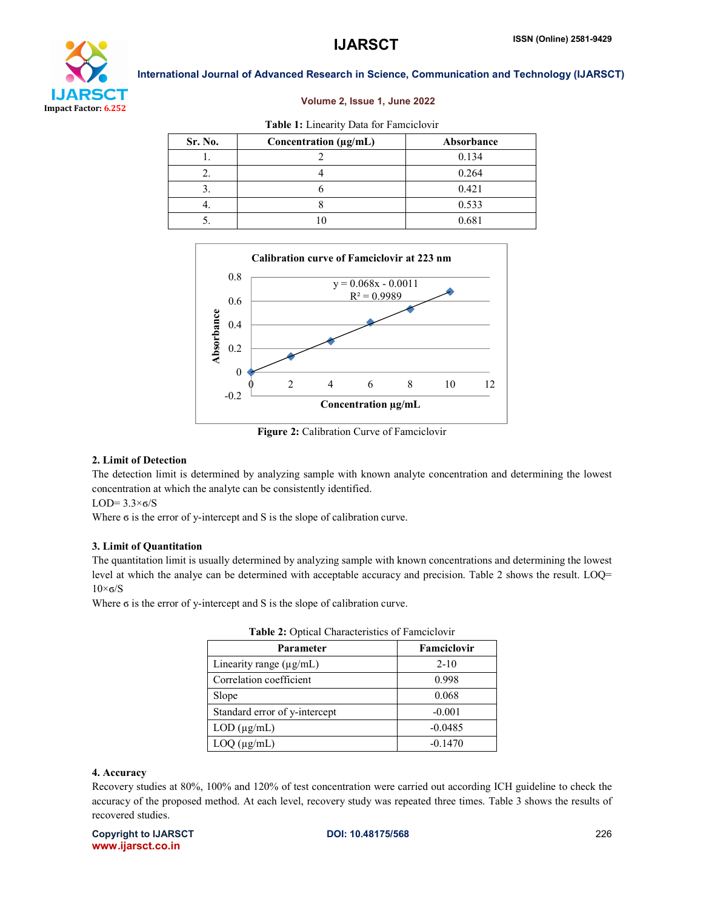**Table 1:** Linearity Data for Famciclovir

| Sr. No. | Concentration (µg/mL) | Absorbance |
|---|---|---|
| 1. | 2 | 0.134 |
| 2. | 4 | 0.264 |
| 3. | 6 | 0.421 |
| 4. | 8 | 0.533 |
| 5. | 10 | 0.681 |

**Figure 2:** Calibration Curve of Famciclovir

### 2. Limit of Detection

The detection limit is determined by analyzing sample with known analyte concentration and determining the lowest concentration at which the analyte can be consistently identified.

LOD= $3.3 \times σ/S$

Where σ is the error of y-intercept and S is the slope of calibration curve.

### 3. Limit of Quantitation

The quantitation limit is usually determined by analyzing sample with known concentrations and determining the lowest level at which the analye can be determined with acceptable accuracy and precision. Table 2 shows the result. LOQ= $10 \times σ/S$

Where σ is the error of y-intercept and S is the slope of calibration curve.

**Table 2:** Optical Characteristics of Famciclovir

| Parameter | Famciclovir |
|---|---|
| Linearity range (µg/mL) | 2-10 |
| Correlation coefficient | 0.998 |
| Slope | 0.068 |
| Standard error of y-intercept | -0.001 |
| LOD (µg/mL) | -0.0485 |
| LOQ (µg/mL) | -0.1470 |

### 4. Accuracy

Recovery studies at 80%, 100% and 120% of test concentration were carried out according ICH guideline to check the accuracy of the proposed method. At each level, recovery study was repeated three times. Table 3 shows the results of recovered studies.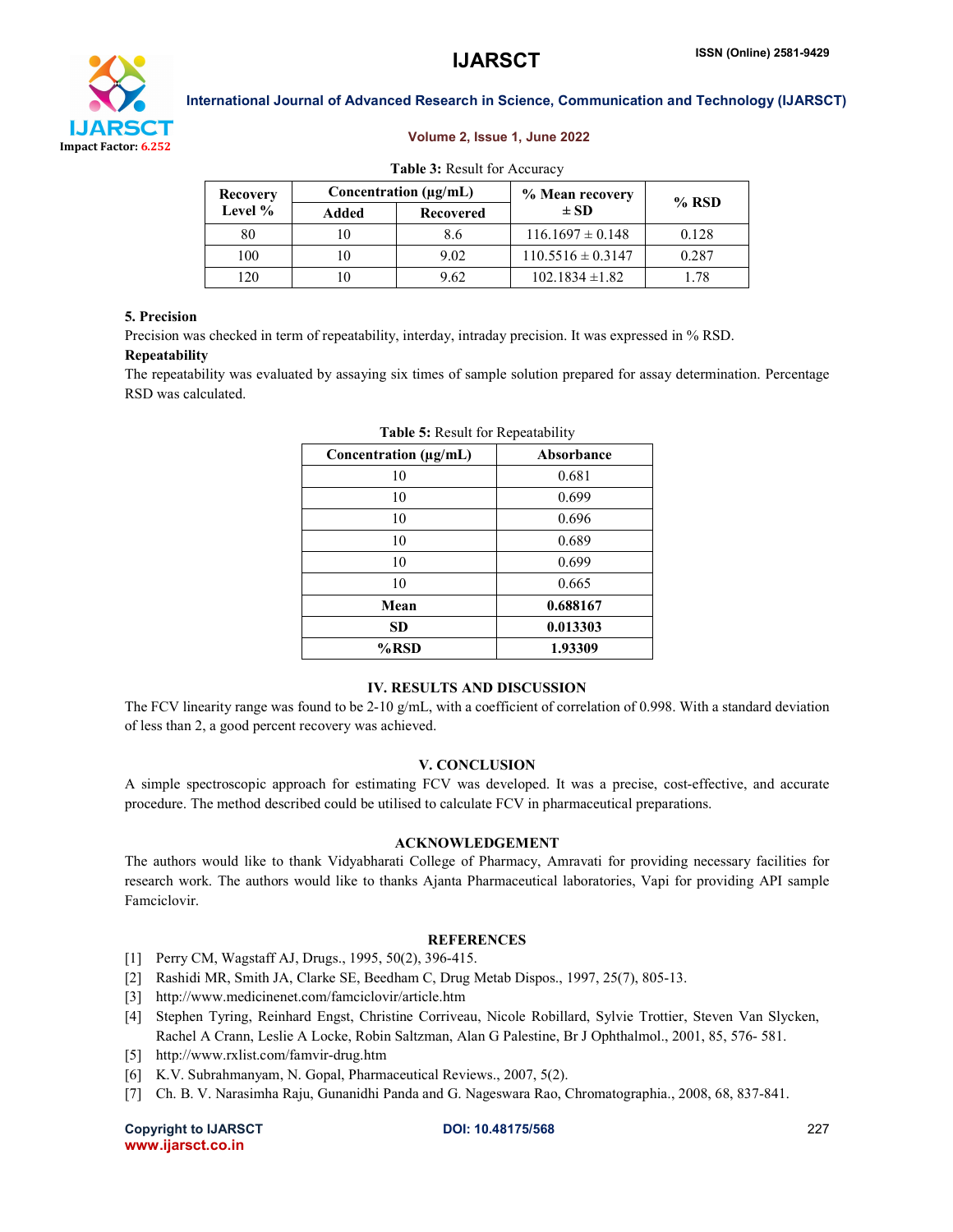**Table 3:** Result for Accuracy

| Recovery Level % | Concentration (μg/mL) | | % Mean recovery ± SD | % RSD |
|---|---|---|---|---|
| | Added | Recovered | | |
| 80 | 10 | 8.6 | 116.1697 ± 0.148 | 0.128 |
| 100 | 10 | 9.02 | 110.5516 ± 0.3147 | 0.287 |
| 120 | 10 | 9.62 | 102.1834 ±1.82 | 1.78 |

**5. Precision**

Precision was checked in term of repeatability, interday, intraday precision. It was expressed in % RSD.

**Repeatability**

The repeatability was evaluated by assaying six times of sample solution prepared for assay determination. Percentage RSD was calculated.

**Table 5:** Result for Repeatability

| Concentration (μg/mL) | Absorbance |
|---|---|
| 10 | 0.681 |
| 10 | 0.699 |
| 10 | 0.696 |
| 10 | 0.689 |
| 10 | 0.699 |
| 10 | 0.665 |
| **Mean** | **0.688167** |
| **SD** | **0.013303** |
| **%RSD** | **1.93309** |

## IV. RESULTS AND DISCUSSION

The FCV linearity range was found to be 2-10 g/mL, with a coefficient of correlation of 0.998. With a standard deviation of less than 2, a good percent recovery was achieved.

## V. CONCLUSION

A simple spectroscopic approach for estimating FCV was developed. It was a precise, cost-effective, and accurate procedure. The method described could be utilised to calculate FCV in pharmaceutical preparations.

## ACKNOWLEDGEMENT

The authors would like to thank Vidyabharati College of Pharmacy, Amravati for providing necessary facilities for research work. The authors would like to thanks Ajanta Pharmaceutical laboratories, Vapi for providing API sample Famciclovir.

## REFERENCES

[1] Perry CM, Wagstaff AJ, Drugs., 1995, 50(2), 396-415.

[2] Rashidi MR, Smith JA, Clarke SE, Beedham C, Drug Metab Dispos., 1997, 25(7), 805-13.

[3] http://www.medicinenet.com/famciclovir/article.htm

[4] Stephen Tyring, Reinhard Engst, Christine Corriveau, Nicole Robillard, Sylvie Trottier, Steven Van Slycken, Rachel A Crann, Leslie A Locke, Robin Saltzman, Alan G Palestine, Br J Ophthalmol., 2001, 85, 576- 581.

[5] http://www.rxlist.com/famvir-drug.htm

[6] K.V. Subrahmanyam, N. Gopal, Pharmaceutical Reviews., 2007, 5(2).

[7] Ch. B. V. Narasimha Raju, Gunanidhi Panda and G. Nageswara Rao, Chromatographia., 2008, 68, 837-841.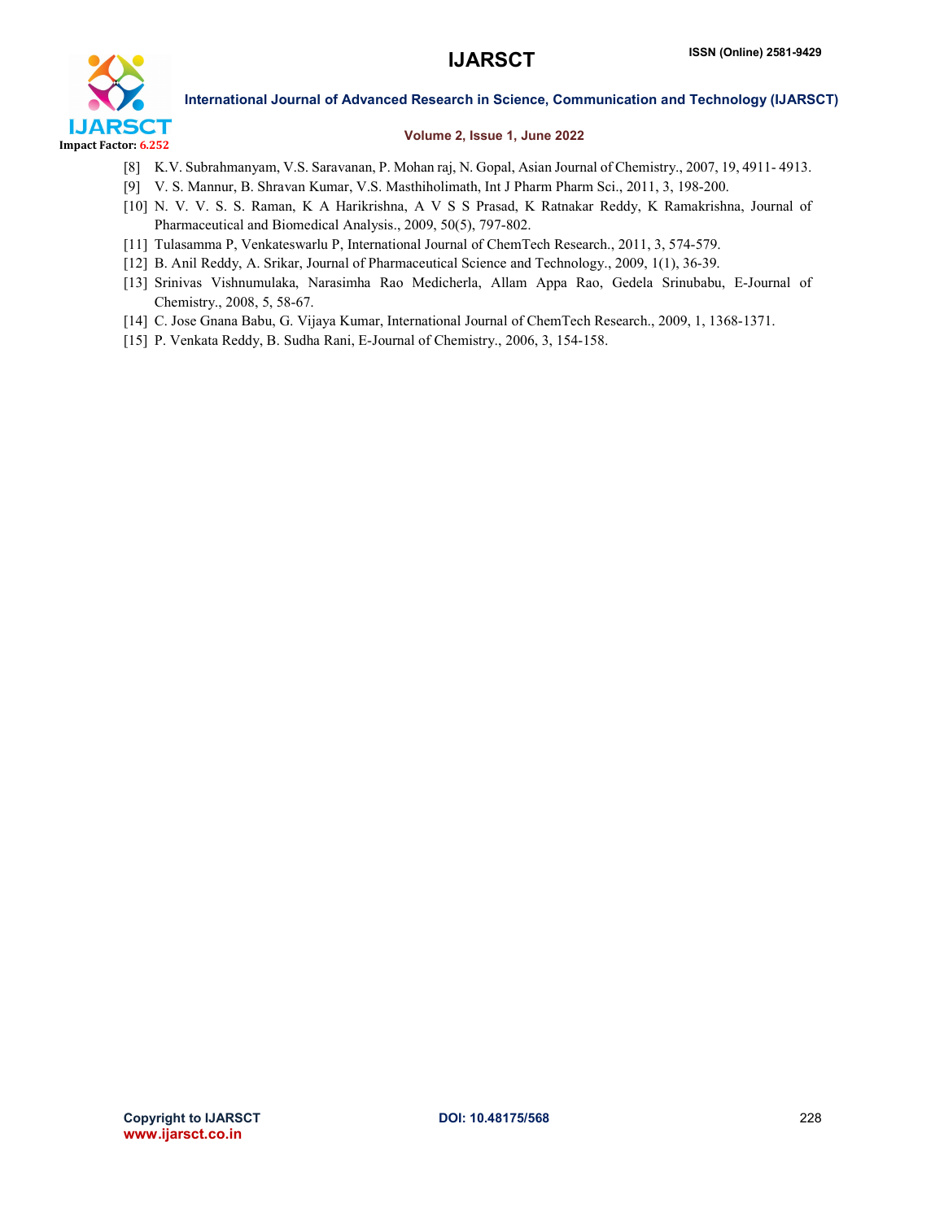[8] K.V. Subrahmanyam, V.S. Saravanan, P. Mohan raj, N. Gopal, Asian Journal of Chemistry., 2007, 19, 4911- 4913.

[9] V. S. Mannur, B. Shravan Kumar, V.S. Masthiholimath, Int J Pharm Pharm Sci., 2011, 3, 198-200.

[10] N. V. V. S. S. Raman, K A Harikrishna, A V S S Prasad, K Ratnakar Reddy, K Ramakrishna, Journal of Pharmaceutical and Biomedical Analysis., 2009, 50(5), 797-802.

[11] Tulasamma P, Venkateswarlu P, International Journal of ChemTech Research., 2011, 3, 574-579.

[12] B. Anil Reddy, A. Srikar, Journal of Pharmaceutical Science and Technology., 2009, 1(1), 36-39.

[13] Srinivas Vishnumulaka, Narasimha Rao Medicherla, Allam Appa Rao, Gedela Srinubabu, E-Journal of Chemistry., 2008, 5, 58-67.

[14] C. Jose Gnana Babu, G. Vijaya Kumar, International Journal of ChemTech Research., 2009, 1, 1368-1371.

[15] P. Venkata Reddy, B. Sudha Rani, E-Journal of Chemistry., 2006, 3, 154-158.